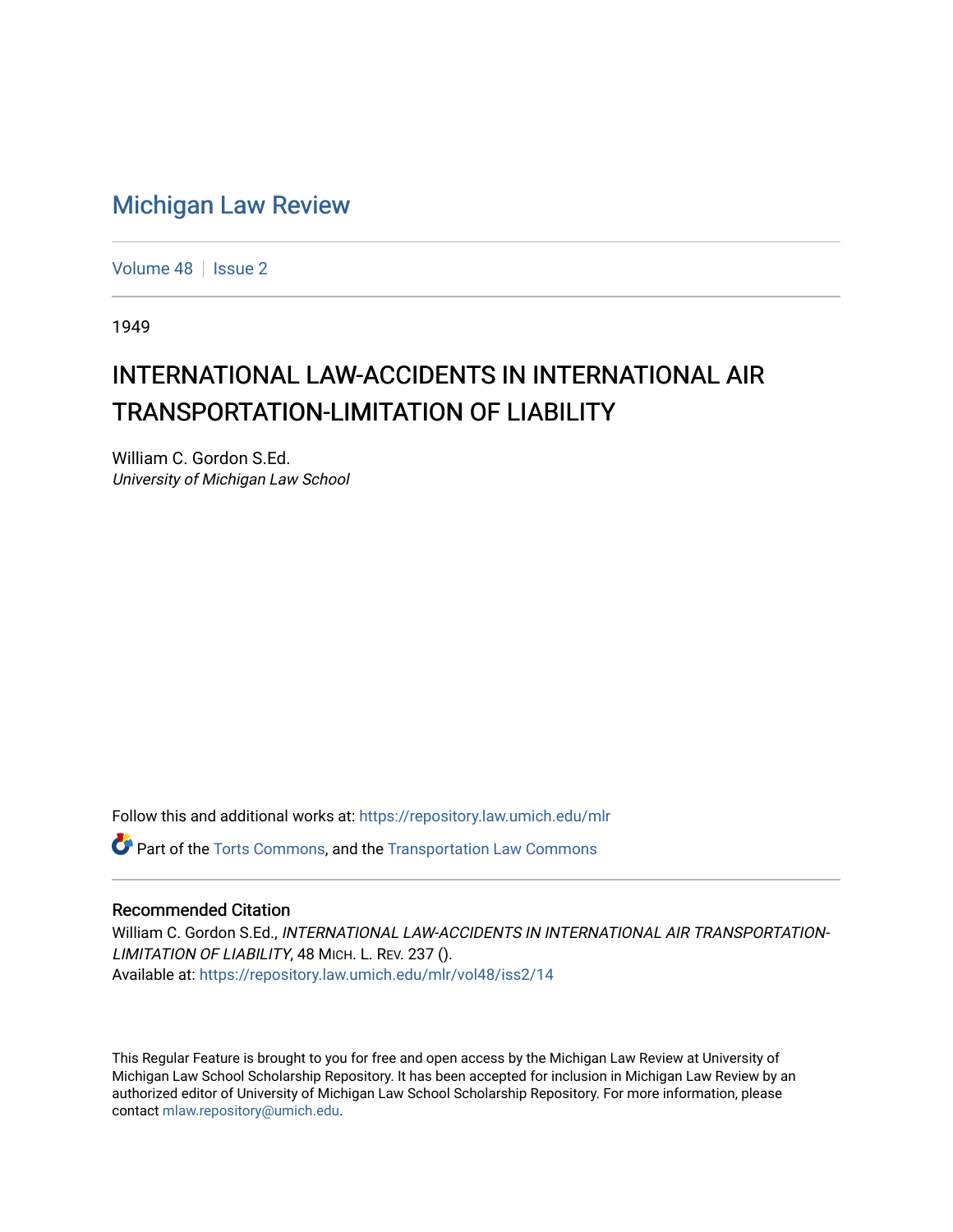# Michigan Law Review

Volume 48 | Issue 2

1949

## INTERNATIONAL LAW-ACCIDENTS IN INTERNATIONAL AIR TRANSPORTATION-LIMITATION OF LIABILITY

William C. Gordon S.Ed.
*University of Michigan Law School*

Follow this and additional works at: https://repository.law.umich.edu/mlr

Part of the Torts Commons, and the Transportation Law Commons

### Recommended Citation

William C. Gordon S.Ed., *INTERNATIONAL LAW-ACCIDENTS IN INTERNATIONAL AIR TRANSPORTATION-LIMITATION OF LIABILITY*, 48 MICH. L. REV. 237 ().
Available at: https://repository.law.umich.edu/mlr/vol48/iss2/14

This Regular Feature is brought to you for free and open access by the Michigan Law Review at University of Michigan Law School Scholarship Repository. It has been accepted for inclusion in Michigan Law Review by an authorized editor of University of Michigan Law School Scholarship Repository. For more information, please contact mlaw.repository@umich.edu.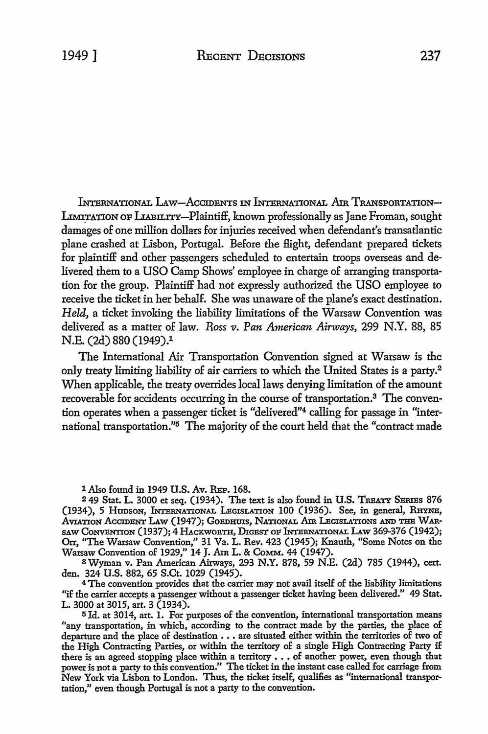INTERNATIONAL LAW—ACCIDENTS IN INTERNATIONAL AIR TRANSPORTATION—LIMITATION OF LIABILITY—Plaintiff, known professionally as Jane Froman, sought damages of one million dollars for injuries received when defendant's transatlantic plane crashed at Lisbon, Portugal. Before the flight, defendant prepared tickets for plaintiff and other passengers scheduled to entertain troops overseas and delivered them to a USO Camp Shows' employee in charge of arranging transportation for the group. Plaintiff had not expressly authorized the USO employee to receive the ticket in her behalf. She was unaware of the plane's exact destination. *Held,* a ticket invoking the liability limitations of the Warsaw Convention was delivered as a matter of law. *Ross v. Pan American Airways,* 299 N.Y. 88, 85 N.E. (2d) 880 (1949).[1]

The International Air Transportation Convention signed at Warsaw is the only treaty limiting liability of air carriers to which the United States is a party.[2] When applicable, the treaty overrides local laws denying limitation of the amount recoverable for accidents occurring in the course of transportation.[3] The convention operates when a passenger ticket is "delivered"[4] calling for passage in "international transportation."[5] The majority of the court held that the "contract made

---

[1] Also found in 1949 U.S. Av. REP. 168.

[2] 49 Stat. L. 3000 et seq. (1934). The text is also found in U.S. TREATY SERIES 876 (1934), 5 HUDSON, INTERNATIONAL LEGISLATION 100 (1936). See, in general, RHYNE, AVIATION ACCIDENT LAW (1947); GOEDHUIS, NATIONAL AIR LEGISLATIONS AND THE WARSAW CONVENTION (1937); 4 HACKWORTH, DIGEST OF INTERNATIONAL LAW 369-376 (1942); Orr, "The Warsaw Convention," 31 Va. L. Rev. 423 (1945); Knauth, "Some Notes on the Warsaw Convention of 1929," 14 J. AIR L. & COMM. 44 (1947).

[3] Wyman v. Pan American Airways, 293 N.Y. 878, 59 N.E. (2d) 785 (1944), cert. den. 324 U.S. 882, 65 S.Ct. 1029 (1945).

[4] The convention provides that the carrier may not avail itself of the liability limitations "if the carrier accepts a passenger without a passenger ticket having been delivered." 49 Stat. L. 3000 at 3015, art. 3 (1934).

[5] Id. at 3014, art. 1. For purposes of the convention, international transportation means "any transportation, in which, according to the contract made by the parties, the place of departure and the place of destination . . . are situated either within the territories of two of the High Contracting Parties, or within the territory of a single High Contracting Party if there is an agreed stopping place within a territory . . . of another power, even though that power is not a party to this convention." The ticket in the instant case called for carriage from New York via Lisbon to London. Thus, the ticket itself, qualifies as "international transportation," even though Portugal is not a party to the convention.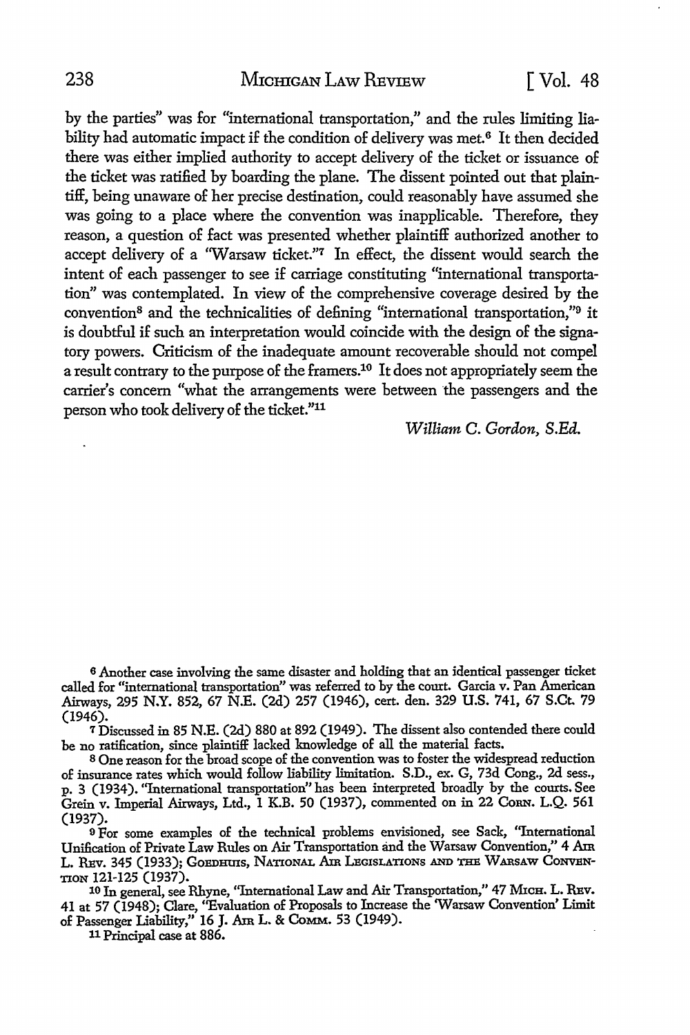by the parties" was for "international transportation," and the rules limiting liability had automatic impact if the condition of delivery was met.[6] It then decided there was either implied authority to accept delivery of the ticket or issuance of the ticket was ratified by boarding the plane. The dissent pointed out that plaintiff, being unaware of her precise destination, could reasonably have assumed she was going to a place where the convention was inapplicable. Therefore, they reason, a question of fact was presented whether plaintiff authorized another to accept delivery of a "Warsaw ticket."[7] In effect, the dissent would search the intent of each passenger to see if carriage constituting "international transportation" was contemplated. In view of the comprehensive coverage desired by the convention[8] and the technicalities of defining "international transportation,"[9] it is doubtful if such an interpretation would coincide with the design of the signatory powers. Criticism of the inadequate amount recoverable should not compel a result contrary to the purpose of the framers.[10] It does not appropriately seem the carrier's concern "what the arrangements were between the passengers and the person who took delivery of the ticket."[11]

*William C. Gordon, S.Ed.*

---

[6] Another case involving the same disaster and holding that an identical passenger ticket called for "international transportation" was referred to by the court. Garcia v. Pan American Airways, 295 N.Y. 852, 67 N.E. (2d) 257 (1946), cert. den. 329 U.S. 741, 67 S.Ct. 79 (1946).

[7] Discussed in 85 N.E. (2d) 880 at 892 (1949). The dissent also contended there could be no ratification, since plaintiff lacked knowledge of all the material facts.

[8] One reason for the broad scope of the convention was to foster the widespread reduction of insurance rates which would follow liability limitation. S.D., ex. G, 73d Cong., 2d sess., p. 3 (1934). "International transportation" has been interpreted broadly by the courts. See Grein v. Imperial Airways, Ltd., 1 K.B. 50 (1937), commented on in 22 CORN. L.Q. 561 (1937).

[9] For some examples of the technical problems envisioned, see Sack, "International Unification of Private Law Rules on Air Transportation and the Warsaw Convention," 4 AIR L. REV. 345 (1933); GOEDHUIS, NATIONAL AIR LEGISLATIONS AND THE WARSAW CONVENTION 121-125 (1937).

[10] In general, see Rhyne, "International Law and Air Transportation," 47 MICH. L. REV. 41 at 57 (1948); Clare, "Evaluation of Proposals to Increase the 'Warsaw Convention' Limit of Passenger Liability," 16 J. AIR L. & COMM. 53 (1949).

[11] Principal case at 886.